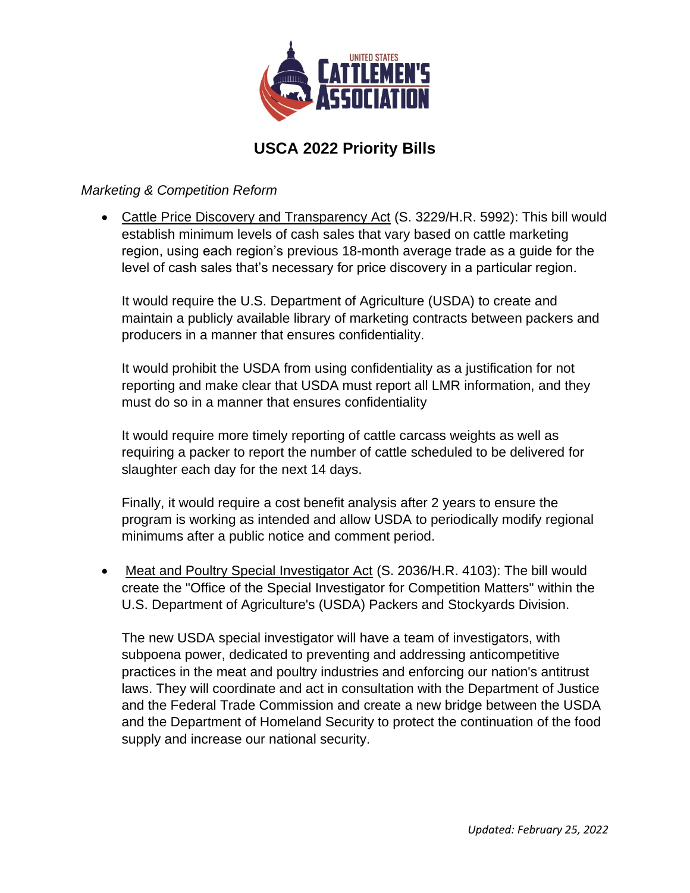# USCA 2022 Priority Bills

*Marketing & Competition Reform*

- Cattle Price Discovery and Transparency Act (S. 3229/H.R. 5992): This bill would establish minimum levels of cash sales that vary based on cattle marketing region, using each region's previous 18-month average trade as a guide for the level of cash sales that's necessary for price discovery in a particular region.

  It would require the U.S. Department of Agriculture (USDA) to create and maintain a publicly available library of marketing contracts between packers and producers in a manner that ensures confidentiality.

  It would prohibit the USDA from using confidentiality as a justification for not reporting and make clear that USDA must report all LMR information, and they must do so in a manner that ensures confidentiality

  It would require more timely reporting of cattle carcass weights as well as requiring a packer to report the number of cattle scheduled to be delivered for slaughter each day for the next 14 days.

  Finally, it would require a cost benefit analysis after 2 years to ensure the program is working as intended and allow USDA to periodically modify regional minimums after a public notice and comment period.

- Meat and Poultry Special Investigator Act (S. 2036/H.R. 4103): The bill would create the "Office of the Special Investigator for Competition Matters" within the U.S. Department of Agriculture's (USDA) Packers and Stockyards Division.

  The new USDA special investigator will have a team of investigators, with subpoena power, dedicated to preventing and addressing anticompetitive practices in the meat and poultry industries and enforcing our nation's antitrust laws. They will coordinate and act in consultation with the Department of Justice and the Federal Trade Commission and create a new bridge between the USDA and the Department of Homeland Security to protect the continuation of the food supply and increase our national security.

*Updated: February 25, 2022*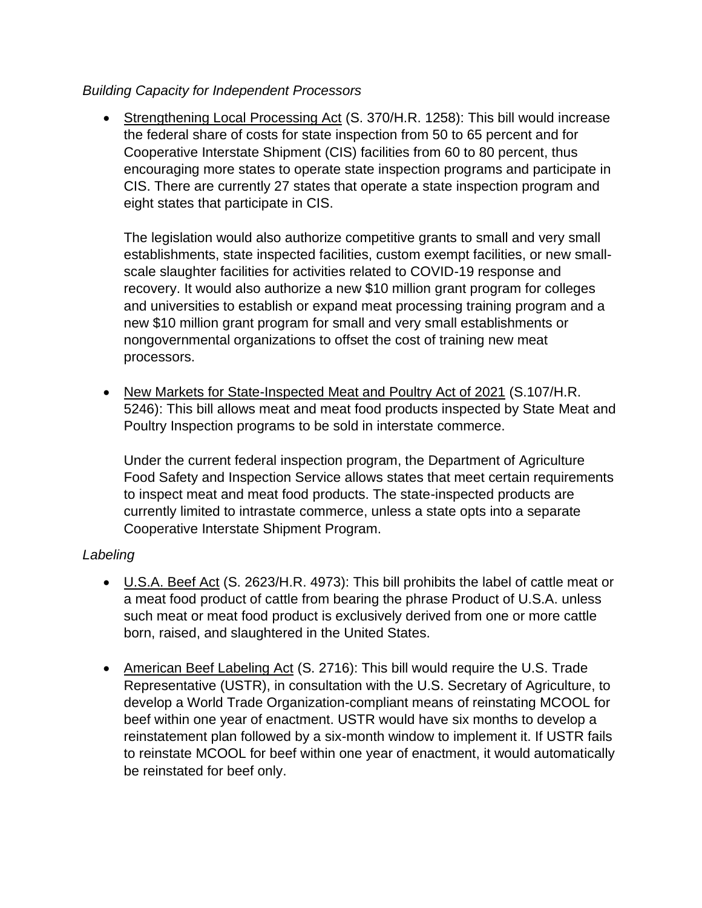*Building Capacity for Independent Processors*

- Strengthening Local Processing Act (S. 370/H.R. 1258): This bill would increase the federal share of costs for state inspection from 50 to 65 percent and for Cooperative Interstate Shipment (CIS) facilities from 60 to 80 percent, thus encouraging more states to operate state inspection programs and participate in CIS. There are currently 27 states that operate a state inspection program and eight states that participate in CIS.

  The legislation would also authorize competitive grants to small and very small establishments, state inspected facilities, custom exempt facilities, or new small-scale slaughter facilities for activities related to COVID-19 response and recovery. It would also authorize a new $10 million grant program for colleges and universities to establish or expand meat processing training program and a new $10 million grant program for small and very small establishments or nongovernmental organizations to offset the cost of training new meat processors.

- New Markets for State-Inspected Meat and Poultry Act of 2021 (S.107/H.R. 5246): This bill allows meat and meat food products inspected by State Meat and Poultry Inspection programs to be sold in interstate commerce.

  Under the current federal inspection program, the Department of Agriculture Food Safety and Inspection Service allows states that meet certain requirements to inspect meat and meat food products. The state-inspected products are currently limited to intrastate commerce, unless a state opts into a separate Cooperative Interstate Shipment Program.

*Labeling*

- U.S.A. Beef Act (S. 2623/H.R. 4973): This bill prohibits the label of cattle meat or a meat food product of cattle from bearing the phrase Product of U.S.A. unless such meat or meat food product is exclusively derived from one or more cattle born, raised, and slaughtered in the United States.

- American Beef Labeling Act (S. 2716): This bill would require the U.S. Trade Representative (USTR), in consultation with the U.S. Secretary of Agriculture, to develop a World Trade Organization-compliant means of reinstating MCOOL for beef within one year of enactment. USTR would have six months to develop a reinstatement plan followed by a six-month window to implement it. If USTR fails to reinstate MCOOL for beef within one year of enactment, it would automatically be reinstated for beef only.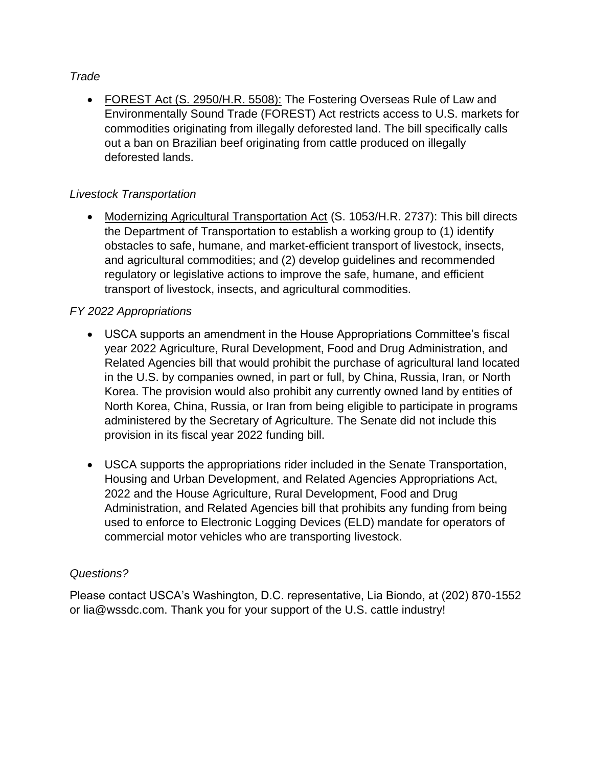*Trade*

- <u>FOREST Act (S. 2950/H.R. 5508):</u> The Fostering Overseas Rule of Law and Environmentally Sound Trade (FOREST) Act restricts access to U.S. markets for commodities originating from illegally deforested land. The bill specifically calls out a ban on Brazilian beef originating from cattle produced on illegally deforested lands.

*Livestock Transportation*

- <u>Modernizing Agricultural Transportation Act</u> (S. 1053/H.R. 2737): This bill directs the Department of Transportation to establish a working group to (1) identify obstacles to safe, humane, and market-efficient transport of livestock, insects, and agricultural commodities; and (2) develop guidelines and recommended regulatory or legislative actions to improve the safe, humane, and efficient transport of livestock, insects, and agricultural commodities.

*FY 2022 Appropriations*

- USCA supports an amendment in the House Appropriations Committee's fiscal year 2022 Agriculture, Rural Development, Food and Drug Administration, and Related Agencies bill that would prohibit the purchase of agricultural land located in the U.S. by companies owned, in part or full, by China, Russia, Iran, or North Korea. The provision would also prohibit any currently owned land by entities of North Korea, China, Russia, or Iran from being eligible to participate in programs administered by the Secretary of Agriculture. The Senate did not include this provision in its fiscal year 2022 funding bill.

- USCA supports the appropriations rider included in the Senate Transportation, Housing and Urban Development, and Related Agencies Appropriations Act, 2022 and the House Agriculture, Rural Development, Food and Drug Administration, and Related Agencies bill that prohibits any funding from being used to enforce to Electronic Logging Devices (ELD) mandate for operators of commercial motor vehicles who are transporting livestock.

*Questions?*

Please contact USCA's Washington, D.C. representative, Lia Biondo, at (202) 870-1552 or lia@wssdc.com. Thank you for your support of the U.S. cattle industry!